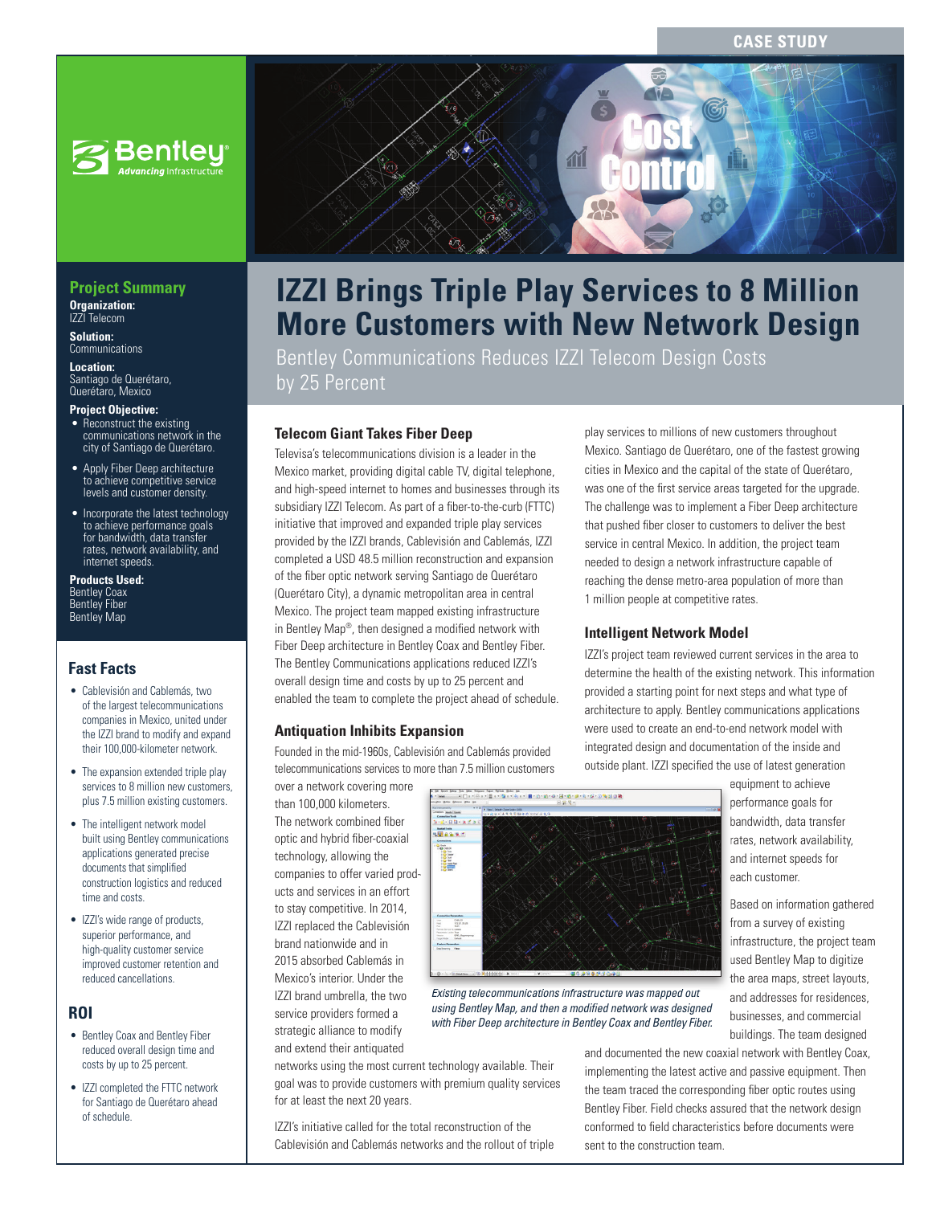CASE STUDY

# IZZI Brings Triple Play Services to 8 Million More Customers with New Network Design

Bentley Communications Reduces IZZI Telecom Design Costs by 25 Percent

## Project Summary

**Organization:**
IZZI Telecom

**Solution:**
Communications

**Location:**
Santiago de Querétaro, Querétaro, Mexico

**Project Objective:**

- Reconstruct the existing communications network in the city of Santiago de Querétaro.
- Apply Fiber Deep architecture to achieve competitive service levels and customer density.
- Incorporate the latest technology to achieve performance goals for bandwidth, data transfer rates, network availability, and internet speeds.

**Products Used:**
Bentley Coax
Bentley Fiber
Bentley Map

## Fast Facts

- Cablevisión and Cablemás, two of the largest telecommunications companies in Mexico, united under the IZZI brand to modify and expand their 100,000-kilometer network.
- The expansion extended triple play services to 8 million new customers, plus 7.5 million existing customers.
- The intelligent network model built using Bentley communications applications generated precise documents that simplified construction logistics and reduced time and costs.
- IZZI's wide range of products, superior performance, and high-quality customer service improved customer retention and reduced cancellations.

## ROI

- Bentley Coax and Bentley Fiber reduced overall design time and costs by up to 25 percent.
- IZZI completed the FTTC network for Santiago de Querétaro ahead of schedule.

### Telecom Giant Takes Fiber Deep

Televisa's telecommunications division is a leader in the Mexico market, providing digital cable TV, digital telephone, and high-speed internet to homes and businesses through its subsidiary IZZI Telecom. As part of a fiber-to-the-curb (FTTC) initiative that improved and expanded triple play services provided by the IZZI brands, Cablevisión and Cablemás, IZZI completed a USD 48.5 million reconstruction and expansion of the fiber optic network serving Santiago de Querétaro (Querétaro City), a dynamic metropolitan area in central Mexico. The project team mapped existing infrastructure in Bentley Map®, then designed a modified network with Fiber Deep architecture in Bentley Coax and Bentley Fiber. The Bentley Communications applications reduced IZZI's overall design time and costs by up to 25 percent and enabled the team to complete the project ahead of schedule.

### Antiquation Inhibits Expansion

Founded in the mid-1960s, Cablevisión and Cablemás provided telecommunications services to more than 7.5 million customers over a network covering more than 100,000 kilometers. The network combined fiber optic and hybrid fiber-coaxial technology, allowing the companies to offer varied products and services in an effort to stay competitive. In 2014, IZZI replaced the Cablevisión brand nationwide and in 2015 absorbed Cablemás in Mexico's interior. Under the IZZI brand umbrella, the two service providers formed a strategic alliance to modify and extend their antiquated networks using the most current technology available. Their goal was to provide customers with premium quality services for at least the next 20 years.

IZZI's initiative called for the total reconstruction of the Cablevisión and Cablemás networks and the rollout of triple play services to millions of new customers throughout Mexico. Santiago de Querétaro, one of the fastest growing cities in Mexico and the capital of the state of Querétaro, was one of the first service areas targeted for the upgrade. The challenge was to implement a Fiber Deep architecture that pushed fiber closer to customers to deliver the best service in central Mexico. In addition, the project team needed to design a network infrastructure capable of reaching the dense metro-area population of more than 1 million people at competitive rates.

### Intelligent Network Model

IZZI's project team reviewed current services in the area to determine the health of the existing network. This information provided a starting point for next steps and what type of architecture to apply. Bentley communications applications were used to create an end-to-end network model with integrated design and documentation of the inside and outside plant. IZZI specified the use of latest generation equipment to achieve performance goals for bandwidth, data transfer rates, network availability, and internet speeds for each customer.

*Existing telecommunications infrastructure was mapped out using Bentley Map, and then a modified network was designed with Fiber Deep architecture in Bentley Coax and Bentley Fiber.*

Based on information gathered from a survey of existing infrastructure, the project team used Bentley Map to digitize the area maps, street layouts, and addresses for residences, businesses, and commercial buildings. The team designed and documented the new coaxial network with Bentley Coax, implementing the latest active and passive equipment. Then the team traced the corresponding fiber optic routes using Bentley Fiber. Field checks assured that the network design conformed to field characteristics before documents were sent to the construction team.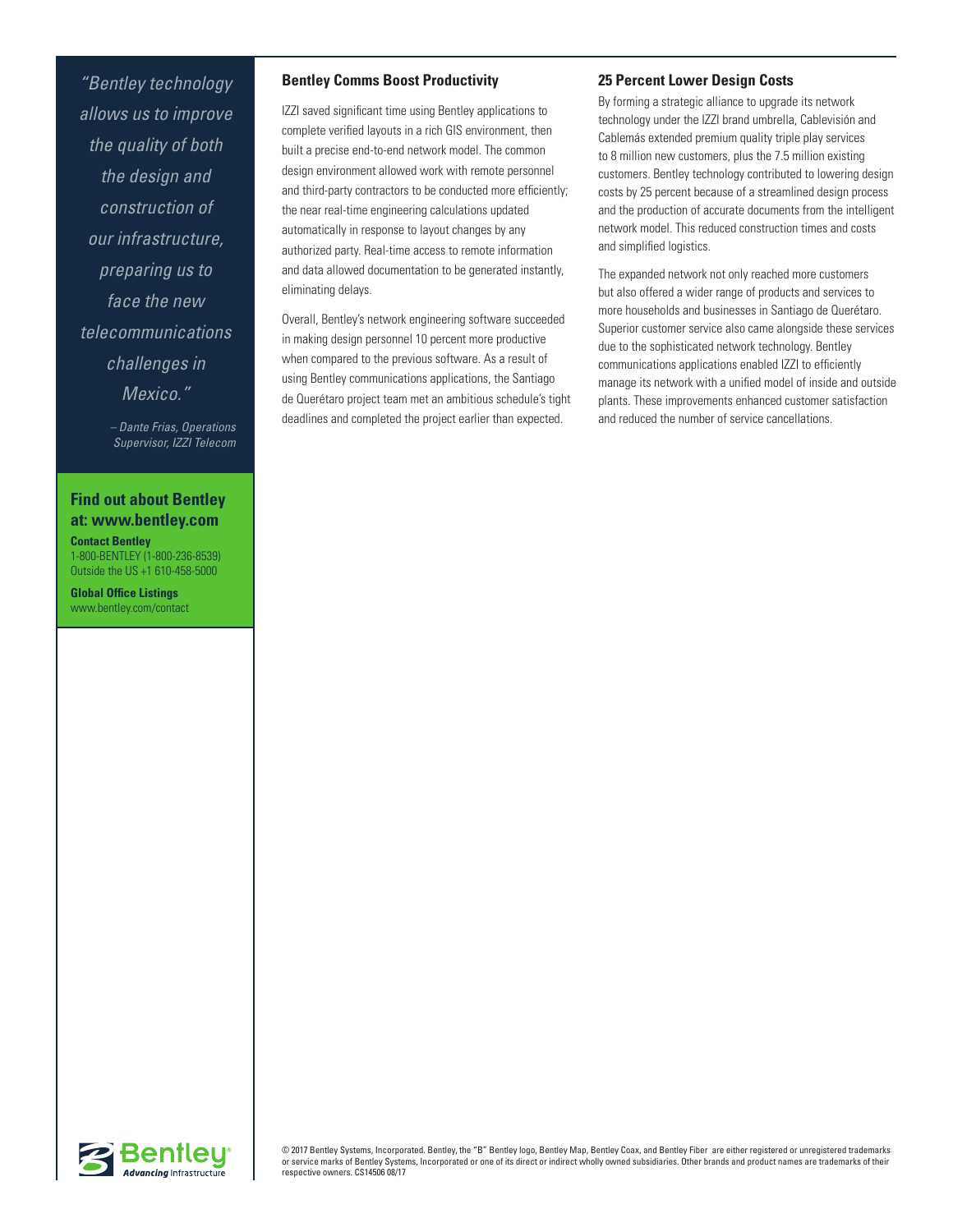*"Bentley technology allows us to improve the quality of both the design and construction of our infrastructure, preparing us to face the new telecommunications challenges in Mexico."*

*– Dante Frias, Operations Supervisor, IZZI Telecom*

## Bentley Comms Boost Productivity

IZZI saved significant time using Bentley applications to complete verified layouts in a rich GIS environment, then built a precise end-to-end network model. The common design environment allowed work with remote personnel and third-party contractors to be conducted more efficiently; the near real-time engineering calculations updated automatically in response to layout changes by any authorized party. Real-time access to remote information and data allowed documentation to be generated instantly, eliminating delays.

Overall, Bentley's network engineering software succeeded in making design personnel 10 percent more productive when compared to the previous software. As a result of using Bentley communications applications, the Santiago de Querétaro project team met an ambitious schedule's tight deadlines and completed the project earlier than expected.

## 25 Percent Lower Design Costs

By forming a strategic alliance to upgrade its network technology under the IZZI brand umbrella, Cablevisión and Cablemás extended premium quality triple play services to 8 million new customers, plus the 7.5 million existing customers. Bentley technology contributed to lowering design costs by 25 percent because of a streamlined design process and the production of accurate documents from the intelligent network model. This reduced construction times and costs and simplified logistics.

The expanded network not only reached more customers but also offered a wider range of products and services to more households and businesses in Santiago de Querétaro. Superior customer service also came alongside these services due to the sophisticated network technology. Bentley communications applications enabled IZZI to efficiently manage its network with a unified model of inside and outside plants. These improvements enhanced customer satisfaction and reduced the number of service cancellations.

### Find out about Bentley at: www.bentley.com

**Contact Bentley**
1-800-BENTLEY (1-800-236-8539)
Outside the US +1 610-458-5000

**Global Office Listings**
www.bentley.com/contact

Bentley Advancing Infrastructure

© 2017 Bentley Systems, Incorporated. Bentley, the "B" Bentley logo, Bentley Map, Bentley Coax, and Bentley Fiber are either registered or unregistered trademarks or service marks of Bentley Systems, Incorporated or one of its direct or indirect wholly owned subsidiaries. Other brands and product names are trademarks of their respective owners. CS14506 08/17